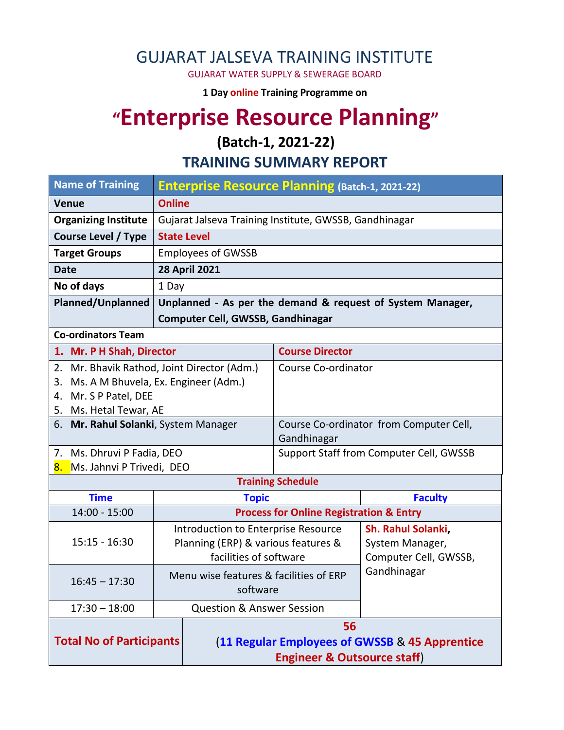# GUJARAT JALSEVA TRAINING INSTITUTE

GUJARAT WATER SUPPLY & SEWERAGE BOARD

**1 Day online Training Programme on**

# "Enterprise Resource Planning"

## (Batch-1, 2021-22)

## TRAINING SUMMARY REPORT

| Name of Training | Enterprise Resource Planning (Batch-1, 2021-22) |
|---|---|
| **Venue** | **Online** |
| **Organizing Institute** | Gujarat Jalseva Training Institute, GWSSB, Gandhinagar |
| **Course Level / Type** | **State Level** |
| **Target Groups** | Employees of GWSSB |
| **Date** | **28 April 2021** |
| **No of days** | 1 Day |
| **Planned/Unplanned** | **Unplanned - As per the demand & request of System Manager, Computer Cell, GWSSB, Gandhinagar** |

**Co-ordinators Team**

| Name | Role |
|---|---|
| **1. Mr. P H Shah, Director** | **Course Director** |
| 2. Mr. Bhavik Rathod, Joint Director (Adm.)<br>3. Ms. A M Bhuvela, Ex. Engineer (Adm.)<br>4. Mr. S P Patel, DEE<br>5. Ms. Hetal Tewar, AE | Course Co-ordinator |
| 6. **Mr. Rahul Solanki**, System Manager | Course Co-ordinator from Computer Cell, Gandhinagar |
| 7. Ms. Dhruvi P Fadia, DEO<br>8. Ms. Jahnvi P Trivedi, DEO | Support Staff from Computer Cell, GWSSB |

**Training Schedule**

| Time | Topic | Faculty |
|---|---|---|
| 14:00 - 15:00 | **Process for Online Registration & Entry** | |
| 15:15 - 16:30 | Introduction to Enterprise Resource Planning (ERP) & various features & facilities of software | **Sh. Rahul Solanki**, System Manager, Computer Cell, GWSSB, Gandhinagar |
| 16:45 – 17:30 | Menu wise features & facilities of ERP software | |
| 17:30 – 18:00 | Question & Answer Session | |

| **Total No of Participants** | **56** (**11 Regular Employees of GWSSB** & **45 Apprentice Engineer & Outsource staff**) |
|---|---|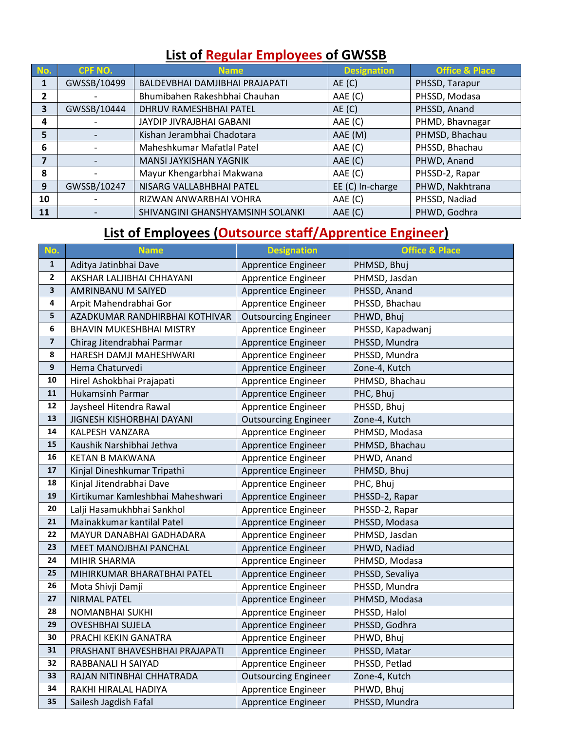# List of Regular Employees of GWSSB

| No. | CPF NO. | Name | Designation | Office & Place |
|---|---|---|---|---|
| 1 | GWSSB/10499 | BALDEVBHAI DAMJIBHAI PRAJAPATI | AE (C) | PHSSD, Tarapur |
| 2 | - | Bhumibahen Rakeshbhai Chauhan | AAE (C) | PHSSD, Modasa |
| 3 | GWSSB/10444 | DHRUV RAMESHBHAI PATEL | AE (C) | PHSSD, Anand |
| 4 | - | JAYDIP JIVRAJBHAI GABANI | AAE (C) | PHMD, Bhavnagar |
| 5 | - | Kishan Jerambhai Chadotara | AAE (M) | PHMSD, Bhachau |
| 6 | - | Maheshkumar Mafatlal Patel | AAE (C) | PHSSD, Bhachau |
| 7 | - | MANSI JAYKISHAN YAGNIK | AAE (C) | PHWD, Anand |
| 8 | - | Mayur Khengarbhai Makwana | AAE (C) | PHSSD-2, Rapar |
| 9 | GWSSB/10247 | NISARG VALLABHBHAI PATEL | EE (C) In-charge | PHWD, Nakhtrana |
| 10 | - | RIZWAN ANWARBHAI VOHRA | AAE (C) | PHSSD, Nadiad |
| 11 | - | SHIVANGINI GHANSHYAMSINH SOLANKI | AAE (C) | PHWD, Godhra |

# List of Employees (Outsource staff/Apprentice Engineer)

| No. | Name | Designation | Office & Place |
|---|---|---|---|
| 1 | Aditya Jatinbhai Dave | Apprentice Engineer | PHMSD, Bhuj |
| 2 | AKSHAR LALJIBHAI CHHAYANI | Apprentice Engineer | PHMSD, Jasdan |
| 3 | AMRINBANU M SAIYED | Apprentice Engineer | PHSSD, Anand |
| 4 | Arpit Mahendrabhai Gor | Apprentice Engineer | PHSSD, Bhachau |
| 5 | AZADKUMAR RANDHIRBHAI KOTHIVAR | Outsourcing Engineer | PHWD, Bhuj |
| 6 | BHAVIN MUKESHBHAI MISTRY | Apprentice Engineer | PHSSD, Kapadwanj |
| 7 | Chirag Jitendrabhai Parmar | Apprentice Engineer | PHSSD, Mundra |
| 8 | HARESH DAMJI MAHESHWARI | Apprentice Engineer | PHSSD, Mundra |
| 9 | Hema Chaturvedi | Apprentice Engineer | Zone-4, Kutch |
| 10 | Hirel Ashokbhai Prajapati | Apprentice Engineer | PHMSD, Bhachau |
| 11 | Hukamsinh Parmar | Apprentice Engineer | PHC, Bhuj |
| 12 | Jaysheel Hitendra Rawal | Apprentice Engineer | PHSSD, Bhuj |
| 13 | JIGNESH KISHORBHAI DAYANI | Outsourcing Engineer | Zone-4, Kutch |
| 14 | KALPESH VANZARA | Apprentice Engineer | PHMSD, Modasa |
| 15 | Kaushik Narshibhai Jethva | Apprentice Engineer | PHMSD, Bhachau |
| 16 | KETAN B MAKWANA | Apprentice Engineer | PHWD, Anand |
| 17 | Kinjal Dineshkumar Tripathi | Apprentice Engineer | PHMSD, Bhuj |
| 18 | Kinjal Jitendrabhai Dave | Apprentice Engineer | PHC, Bhuj |
| 19 | Kirtikumar Kamleshbhai Maheshwari | Apprentice Engineer | PHSSD-2, Rapar |
| 20 | Lalji Hasamukhbhai Sankhol | Apprentice Engineer | PHSSD-2, Rapar |
| 21 | Mainakkumar kantilal Patel | Apprentice Engineer | PHSSD, Modasa |
| 22 | MAYUR DANABHAI GADHADARA | Apprentice Engineer | PHMSD, Jasdan |
| 23 | MEET MANOJBHAI PANCHAL | Apprentice Engineer | PHWD, Nadiad |
| 24 | MIHIR SHARMA | Apprentice Engineer | PHMSD, Modasa |
| 25 | MIHIRKUMAR BHARATBHAI PATEL | Apprentice Engineer | PHSSD, Sevaliya |
| 26 | Mota Shivji Damji | Apprentice Engineer | PHSSD, Mundra |
| 27 | NIRMAL PATEL | Apprentice Engineer | PHMSD, Modasa |
| 28 | NOMANBHAI SUKHI | Apprentice Engineer | PHSSD, Halol |
| 29 | OVESHBHAI SUJELA | Apprentice Engineer | PHSSD, Godhra |
| 30 | PRACHI KEKIN GANATRA | Apprentice Engineer | PHWD, Bhuj |
| 31 | PRASHANT BHAVESHBHAI PRAJAPATI | Apprentice Engineer | PHSSD, Matar |
| 32 | RABBANALI H SAIYAD | Apprentice Engineer | PHSSD, Petlad |
| 33 | RAJAN NITINBHAI CHHATRADA | Outsourcing Engineer | Zone-4, Kutch |
| 34 | RAKHI HIRALAL HADIYA | Apprentice Engineer | PHWD, Bhuj |
| 35 | Sailesh Jagdish Fafal | Apprentice Engineer | PHSSD, Mundra |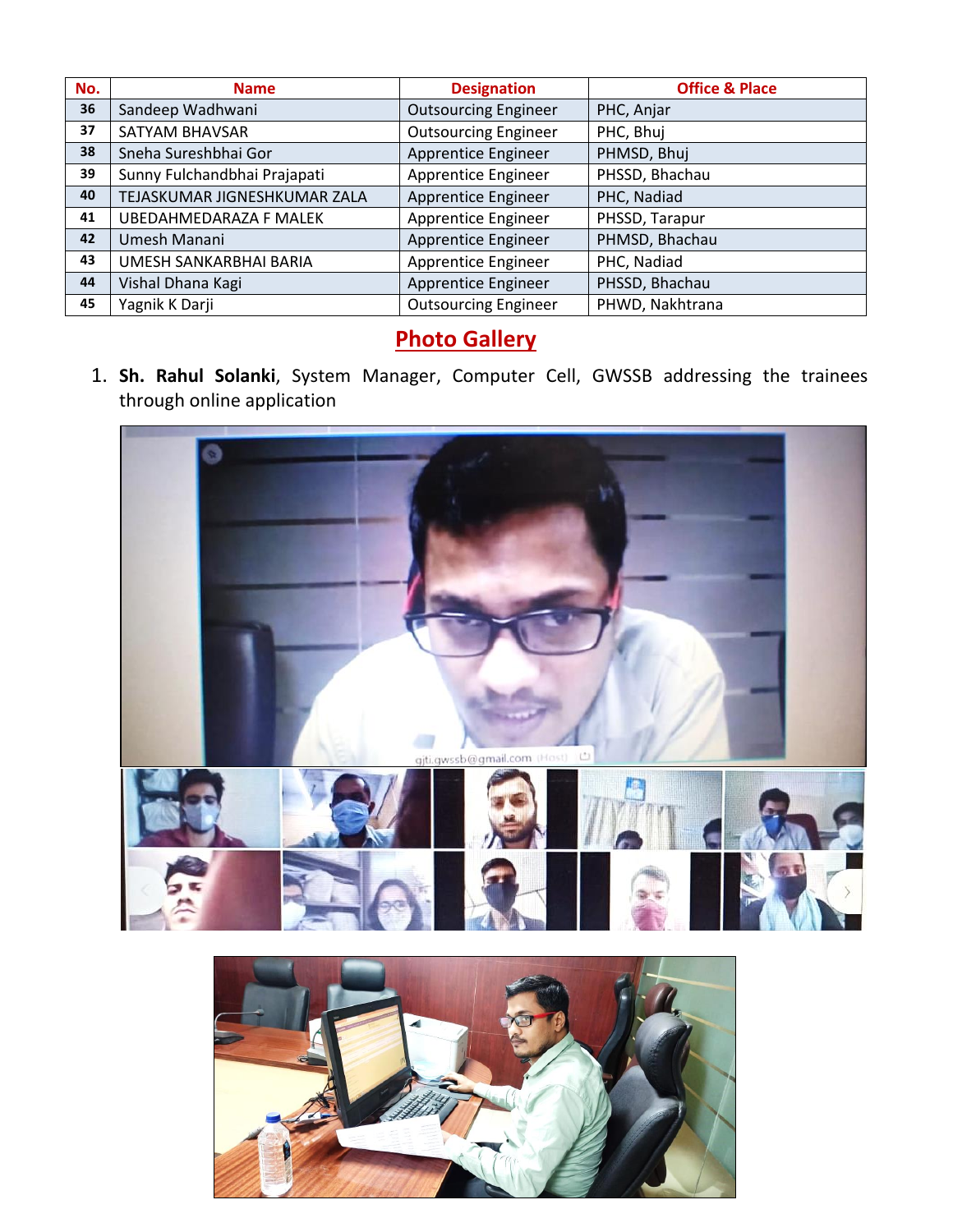| No. | Name | Designation | Office & Place |
|---|---|---|---|
| 36 | Sandeep Wadhwani | Outsourcing Engineer | PHC, Anjar |
| 37 | SATYAM BHAVSAR | Outsourcing Engineer | PHC, Bhuj |
| 38 | Sneha Sureshbhai Gor | Apprentice Engineer | PHMSD, Bhuj |
| 39 | Sunny Fulchandbhai Prajapati | Apprentice Engineer | PHSSD, Bhachau |
| 40 | TEJASKUMAR JIGNESHKUMAR ZALA | Apprentice Engineer | PHC, Nadiad |
| 41 | UBEDAHMEDARAZA F MALEK | Apprentice Engineer | PHSSD, Tarapur |
| 42 | Umesh Manani | Apprentice Engineer | PHMSD, Bhachau |
| 43 | UMESH SANKARBHAI BARIA | Apprentice Engineer | PHC, Nadiad |
| 44 | Vishal Dhana Kagi | Apprentice Engineer | PHSSD, Bhachau |
| 45 | Yagnik K Darji | Outsourcing Engineer | PHWD, Nakhtrana |

## Photo Gallery

1. **Sh. Rahul Solanki**, System Manager, Computer Cell, GWSSB addressing the trainees through online application